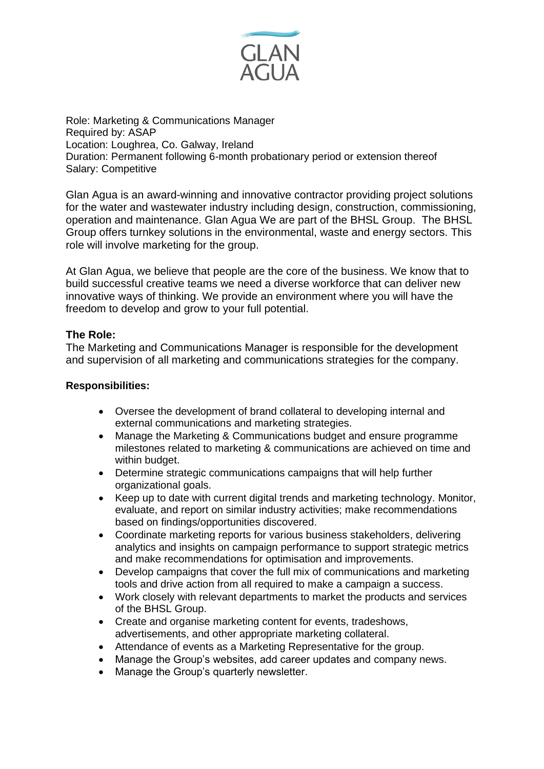GLAN AGUA

Role: Marketing & Communications Manager
Required by: ASAP
Location: Loughrea, Co. Galway, Ireland
Duration: Permanent following 6-month probationary period or extension thereof
Salary: Competitive

Glan Agua is an award-winning and innovative contractor providing project solutions for the water and wastewater industry including design, construction, commissioning, operation and maintenance. Glan Agua We are part of the BHSL Group. The BHSL Group offers turnkey solutions in the environmental, waste and energy sectors. This role will involve marketing for the group.

At Glan Agua, we believe that people are the core of the business. We know that to build successful creative teams we need a diverse workforce that can deliver new innovative ways of thinking. We provide an environment where you will have the freedom to develop and grow to your full potential.

**The Role:**

The Marketing and Communications Manager is responsible for the development and supervision of all marketing and communications strategies for the company.

**Responsibilities:**

- Oversee the development of brand collateral to developing internal and external communications and marketing strategies.
- Manage the Marketing & Communications budget and ensure programme milestones related to marketing & communications are achieved on time and within budget.
- Determine strategic communications campaigns that will help further organizational goals.
- Keep up to date with current digital trends and marketing technology. Monitor, evaluate, and report on similar industry activities; make recommendations based on findings/opportunities discovered.
- Coordinate marketing reports for various business stakeholders, delivering analytics and insights on campaign performance to support strategic metrics and make recommendations for optimisation and improvements.
- Develop campaigns that cover the full mix of communications and marketing tools and drive action from all required to make a campaign a success.
- Work closely with relevant departments to market the products and services of the BHSL Group.
- Create and organise marketing content for events, tradeshows, advertisements, and other appropriate marketing collateral.
- Attendance of events as a Marketing Representative for the group.
- Manage the Group's websites, add career updates and company news.
- Manage the Group's quarterly newsletter.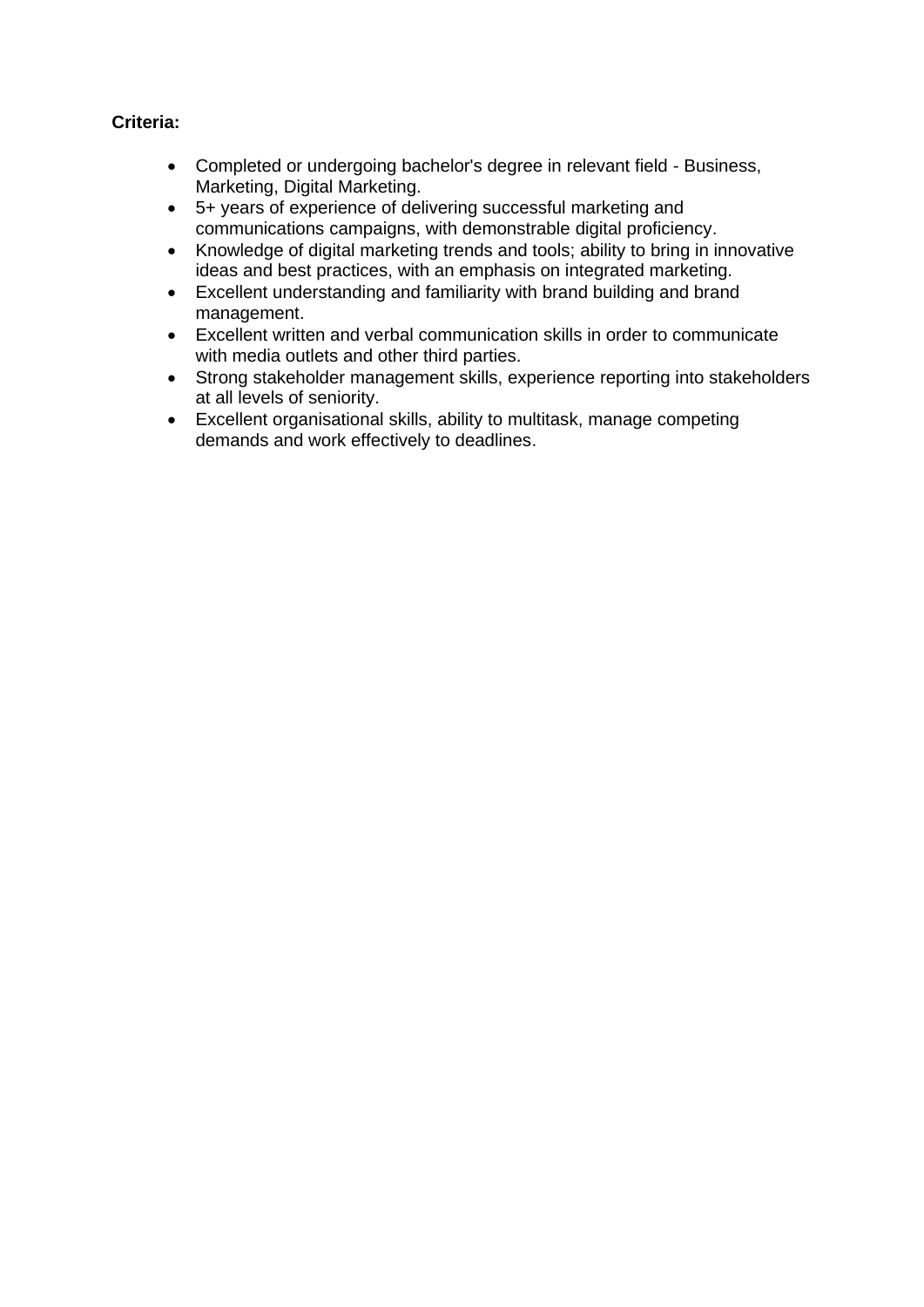**Criteria:**

- Completed or undergoing bachelor's degree in relevant field - Business, Marketing, Digital Marketing.
- 5+ years of experience of delivering successful marketing and communications campaigns, with demonstrable digital proficiency.
- Knowledge of digital marketing trends and tools; ability to bring in innovative ideas and best practices, with an emphasis on integrated marketing.
- Excellent understanding and familiarity with brand building and brand management.
- Excellent written and verbal communication skills in order to communicate with media outlets and other third parties.
- Strong stakeholder management skills, experience reporting into stakeholders at all levels of seniority.
- Excellent organisational skills, ability to multitask, manage competing demands and work effectively to deadlines.